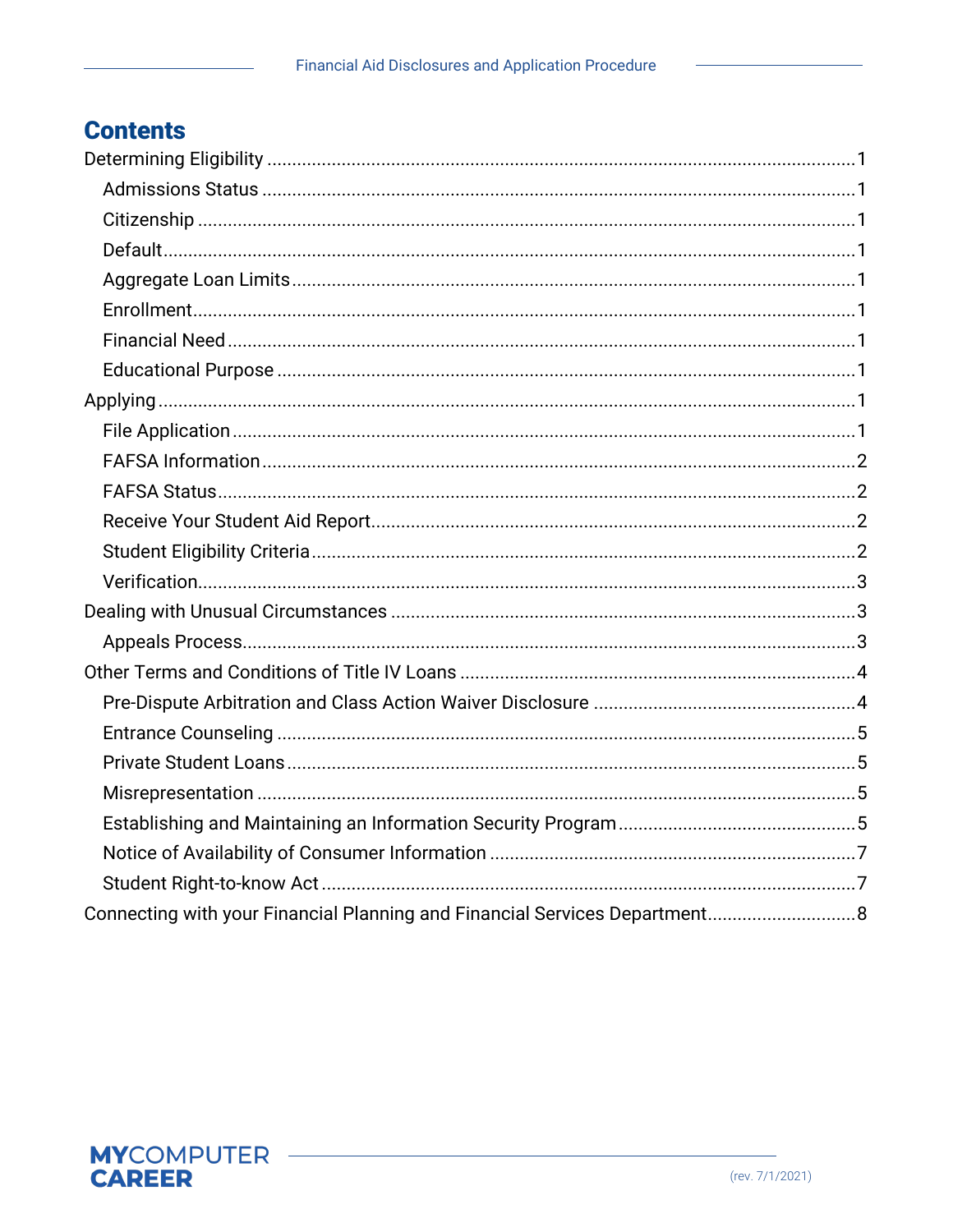# Contents

Determining Eligibility ..... 1

- Admissions Status ..... 1
- Citizenship ..... 1
- Default ..... 1
- Aggregate Loan Limits ..... 1
- Enrollment ..... 1
- Financial Need ..... 1
- Educational Purpose ..... 1

Applying ..... 1

- File Application ..... 1
- FAFSA Information ..... 2
- FAFSA Status ..... 2
- Receive Your Student Aid Report ..... 2
- Student Eligibility Criteria ..... 2
- Verification ..... 3

Dealing with Unusual Circumstances ..... 3

- Appeals Process ..... 3

Other Terms and Conditions of Title IV Loans ..... 4

- Pre-Dispute Arbitration and Class Action Waiver Disclosure ..... 4
- Entrance Counseling ..... 5
- Private Student Loans ..... 5
- Misrepresentation ..... 5
- Establishing and Maintaining an Information Security Program ..... 5
- Notice of Availability of Consumer Information ..... 7
- Student Right-to-know Act ..... 7

Connecting with your Financial Planning and Financial Services Department ..... 8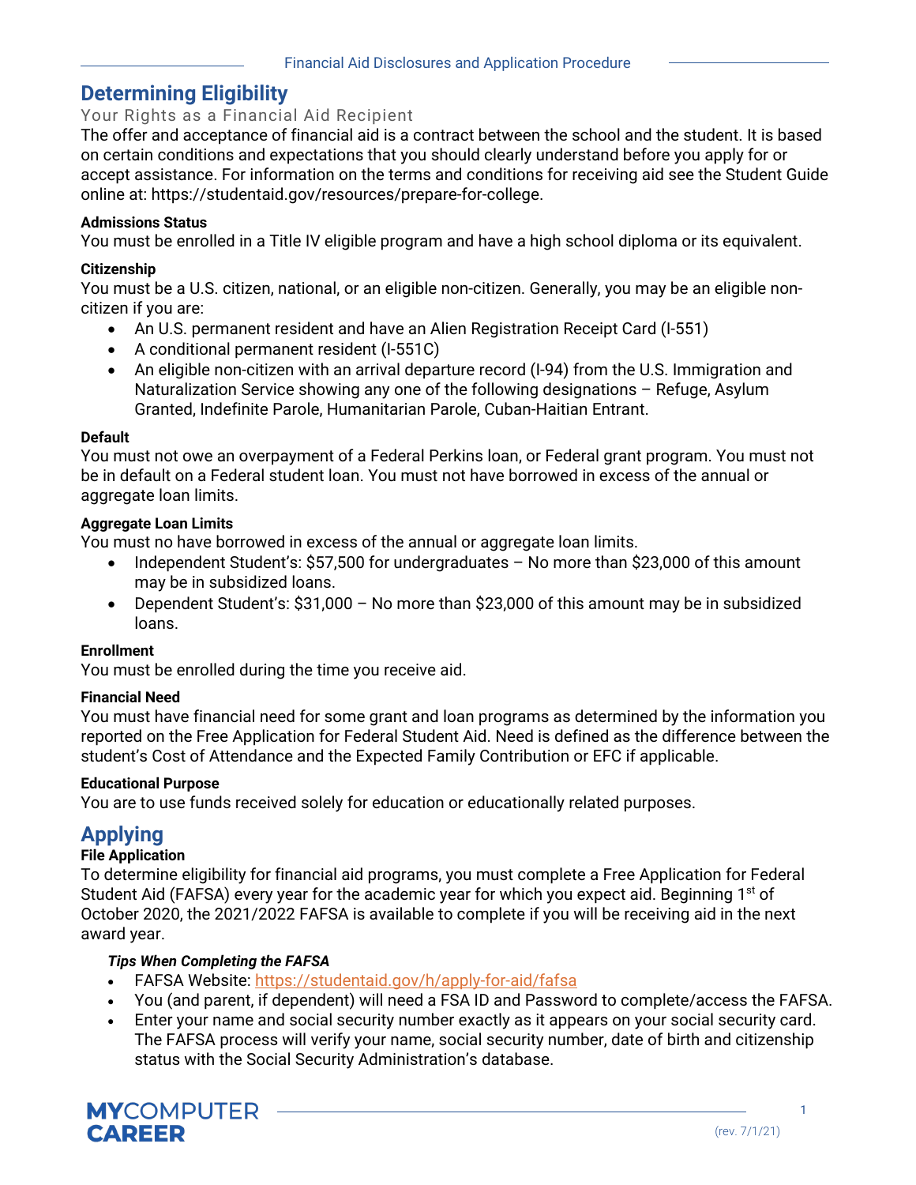## Determining Eligibility

### Your Rights as a Financial Aid Recipient

The offer and acceptance of financial aid is a contract between the school and the student. It is based on certain conditions and expectations that you should clearly understand before you apply for or accept assistance. For information on the terms and conditions for receiving aid see the Student Guide online at: https://studentaid.gov/resources/prepare-for-college.

**Admissions Status**
You must be enrolled in a Title IV eligible program and have a high school diploma or its equivalent.

**Citizenship**
You must be a U.S. citizen, national, or an eligible non-citizen. Generally, you may be an eligible non-citizen if you are:

- An U.S. permanent resident and have an Alien Registration Receipt Card (I-551)
- A conditional permanent resident (I-551C)
- An eligible non-citizen with an arrival departure record (I-94) from the U.S. Immigration and Naturalization Service showing any one of the following designations – Refuge, Asylum Granted, Indefinite Parole, Humanitarian Parole, Cuban-Haitian Entrant.

**Default**
You must not owe an overpayment of a Federal Perkins loan, or Federal grant program. You must not be in default on a Federal student loan. You must not have borrowed in excess of the annual or aggregate loan limits.

**Aggregate Loan Limits**
You must no have borrowed in excess of the annual or aggregate loan limits.

- Independent Student's: $57,500 for undergraduates – No more than $23,000 of this amount may be in subsidized loans.
- Dependent Student's: $31,000 – No more than $23,000 of this amount may be in subsidized loans.

**Enrollment**
You must be enrolled during the time you receive aid.

**Financial Need**
You must have financial need for some grant and loan programs as determined by the information you reported on the Free Application for Federal Student Aid. Need is defined as the difference between the student's Cost of Attendance and the Expected Family Contribution or EFC if applicable.

**Educational Purpose**
You are to use funds received solely for education or educationally related purposes.

## Applying

**File Application**
To determine eligibility for financial aid programs, you must complete a Free Application for Federal Student Aid (FAFSA) every year for the academic year for which you expect aid. Beginning 1st of October 2020, the 2021/2022 FAFSA is available to complete if you will be receiving aid in the next award year.

***Tips When Completing the FAFSA***

- FAFSA Website: https://studentaid.gov/h/apply-for-aid/fafsa
- You (and parent, if dependent) will need a FSA ID and Password to complete/access the FAFSA.
- Enter your name and social security number exactly as it appears on your social security card. The FAFSA process will verify your name, social security number, date of birth and citizenship status with the Social Security Administration's database.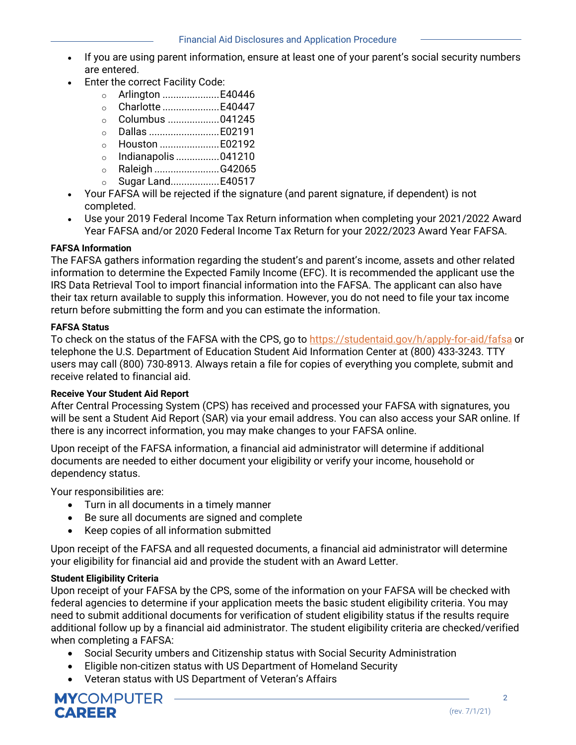- If you are using parent information, ensure at least one of your parent's social security numbers are entered.
- Enter the correct Facility Code:
  - Arlington .....................E40446
  - Charlotte .....................E40447
  - Columbus ...................041245
  - Dallas ..........................E02191
  - Houston ......................E02192
  - Indianapolis ................041210
  - Raleigh ........................G42065
  - Sugar Land..................E40517
- Your FAFSA will be rejected if the signature (and parent signature, if dependent) is not completed.
- Use your 2019 Federal Income Tax Return information when completing your 2021/2022 Award Year FAFSA and/or 2020 Federal Income Tax Return for your 2022/2023 Award Year FAFSA.

**FAFSA Information**

The FAFSA gathers information regarding the student's and parent's income, assets and other related information to determine the Expected Family Income (EFC). It is recommended the applicant use the IRS Data Retrieval Tool to import financial information into the FAFSA. The applicant can also have their tax return available to supply this information. However, you do not need to file your tax income return before submitting the form and you can estimate the information.

**FAFSA Status**

To check on the status of the FAFSA with the CPS, go to https://studentaid.gov/h/apply-for-aid/fafsa or telephone the U.S. Department of Education Student Aid Information Center at (800) 433-3243. TTY users may call (800) 730-8913. Always retain a file for copies of everything you complete, submit and receive related to financial aid.

**Receive Your Student Aid Report**

After Central Processing System (CPS) has received and processed your FAFSA with signatures, you will be sent a Student Aid Report (SAR) via your email address. You can also access your SAR online. If there is any incorrect information, you may make changes to your FAFSA online.

Upon receipt of the FAFSA information, a financial aid administrator will determine if additional documents are needed to either document your eligibility or verify your income, household or dependency status.

Your responsibilities are:

- Turn in all documents in a timely manner
- Be sure all documents are signed and complete
- Keep copies of all information submitted

Upon receipt of the FAFSA and all requested documents, a financial aid administrator will determine your eligibility for financial aid and provide the student with an Award Letter.

**Student Eligibility Criteria**

Upon receipt of your FAFSA by the CPS, some of the information on your FAFSA will be checked with federal agencies to determine if your application meets the basic student eligibility criteria. You may need to submit additional documents for verification of student eligibility status if the results require additional follow up by a financial aid administrator. The student eligibility criteria are checked/verified when completing a FAFSA:

- Social Security umbers and Citizenship status with Social Security Administration
- Eligible non-citizen status with US Department of Homeland Security
- Veteran status with US Department of Veteran's Affairs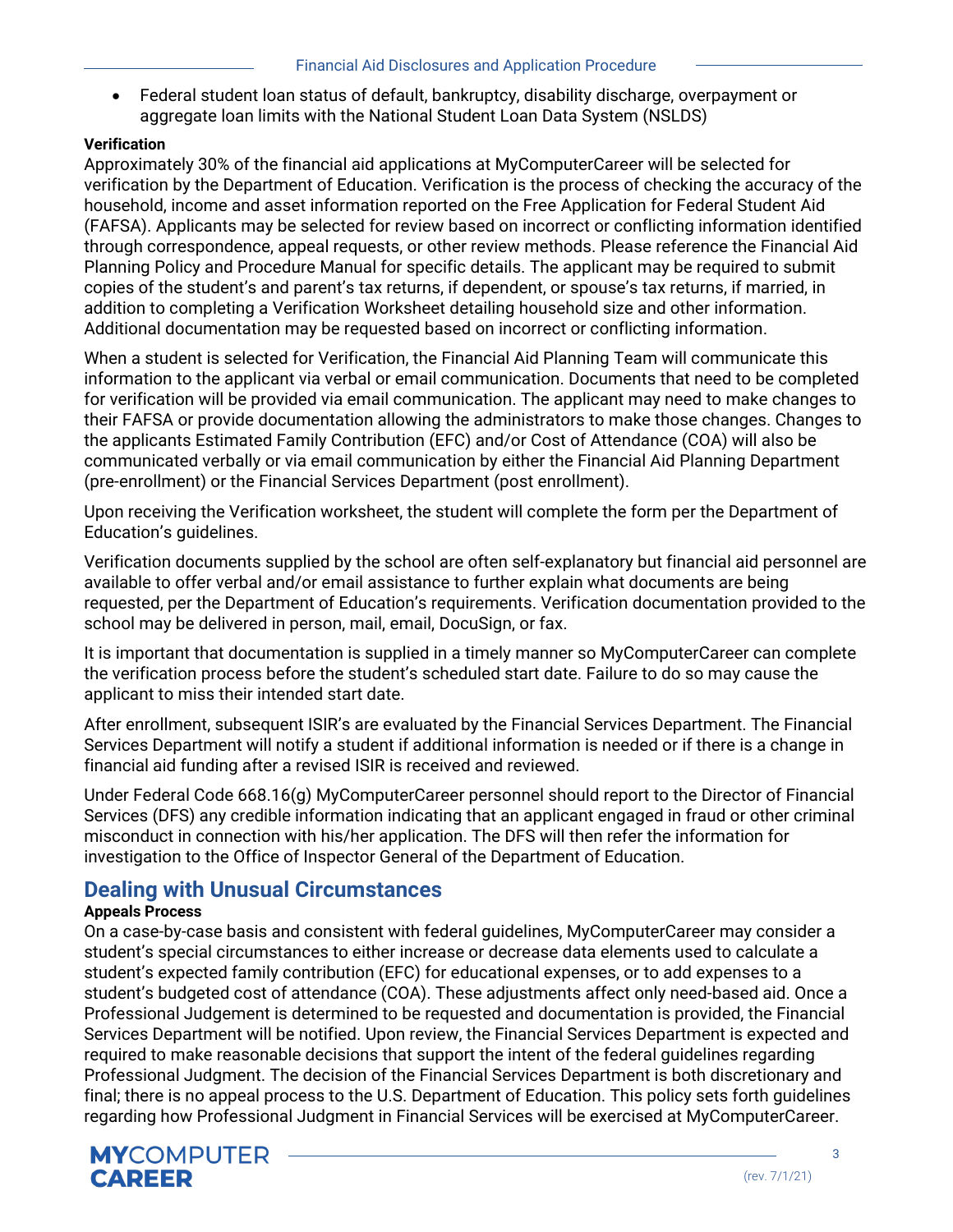- Federal student loan status of default, bankruptcy, disability discharge, overpayment or aggregate loan limits with the National Student Loan Data System (NSLDS)

**Verification**

Approximately 30% of the financial aid applications at MyComputerCareer will be selected for verification by the Department of Education. Verification is the process of checking the accuracy of the household, income and asset information reported on the Free Application for Federal Student Aid (FAFSA). Applicants may be selected for review based on incorrect or conflicting information identified through correspondence, appeal requests, or other review methods. Please reference the Financial Aid Planning Policy and Procedure Manual for specific details. The applicant may be required to submit copies of the student's and parent's tax returns, if dependent, or spouse's tax returns, if married, in addition to completing a Verification Worksheet detailing household size and other information. Additional documentation may be requested based on incorrect or conflicting information.

When a student is selected for Verification, the Financial Aid Planning Team will communicate this information to the applicant via verbal or email communication. Documents that need to be completed for verification will be provided via email communication. The applicant may need to make changes to their FAFSA or provide documentation allowing the administrators to make those changes. Changes to the applicants Estimated Family Contribution (EFC) and/or Cost of Attendance (COA) will also be communicated verbally or via email communication by either the Financial Aid Planning Department (pre-enrollment) or the Financial Services Department (post enrollment).

Upon receiving the Verification worksheet, the student will complete the form per the Department of Education's guidelines.

Verification documents supplied by the school are often self-explanatory but financial aid personnel are available to offer verbal and/or email assistance to further explain what documents are being requested, per the Department of Education's requirements. Verification documentation provided to the school may be delivered in person, mail, email, DocuSign, or fax.

It is important that documentation is supplied in a timely manner so MyComputerCareer can complete the verification process before the student's scheduled start date. Failure to do so may cause the applicant to miss their intended start date.

After enrollment, subsequent ISIR's are evaluated by the Financial Services Department. The Financial Services Department will notify a student if additional information is needed or if there is a change in financial aid funding after a revised ISIR is received and reviewed.

Under Federal Code 668.16(g) MyComputerCareer personnel should report to the Director of Financial Services (DFS) any credible information indicating that an applicant engaged in fraud or other criminal misconduct in connection with his/her application. The DFS will then refer the information for investigation to the Office of Inspector General of the Department of Education.

## Dealing with Unusual Circumstances

**Appeals Process**

On a case-by-case basis and consistent with federal guidelines, MyComputerCareer may consider a student's special circumstances to either increase or decrease data elements used to calculate a student's expected family contribution (EFC) for educational expenses, or to add expenses to a student's budgeted cost of attendance (COA). These adjustments affect only need-based aid. Once a Professional Judgement is determined to be requested and documentation is provided, the Financial Services Department will be notified. Upon review, the Financial Services Department is expected and required to make reasonable decisions that support the intent of the federal guidelines regarding Professional Judgment. The decision of the Financial Services Department is both discretionary and final; there is no appeal process to the U.S. Department of Education. This policy sets forth guidelines regarding how Professional Judgment in Financial Services will be exercised at MyComputerCareer.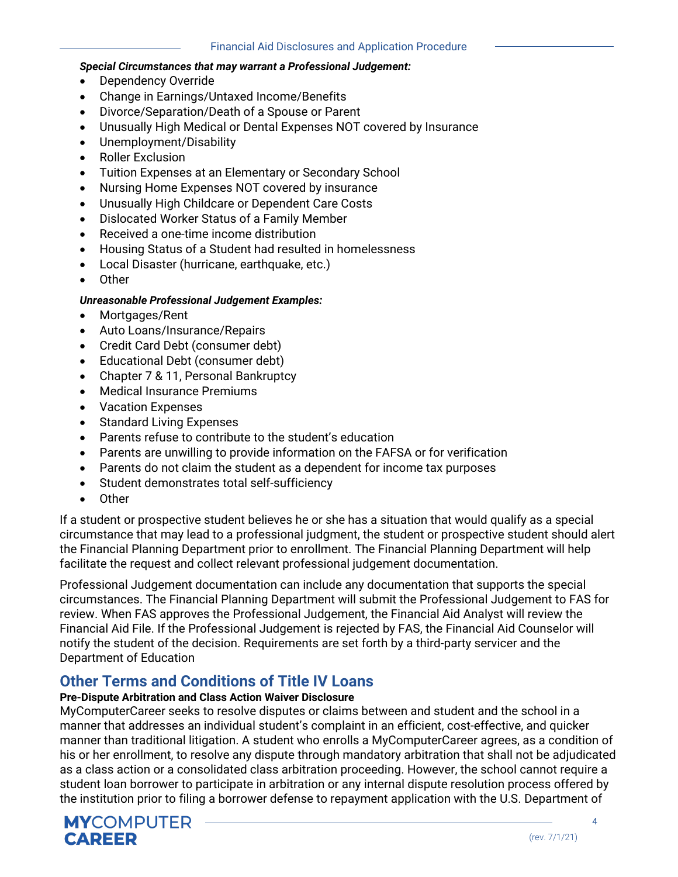***Special Circumstances that may warrant a Professional Judgement:***

- Dependency Override
- Change in Earnings/Untaxed Income/Benefits
- Divorce/Separation/Death of a Spouse or Parent
- Unusually High Medical or Dental Expenses NOT covered by Insurance
- Unemployment/Disability
- Roller Exclusion
- Tuition Expenses at an Elementary or Secondary School
- Nursing Home Expenses NOT covered by insurance
- Unusually High Childcare or Dependent Care Costs
- Dislocated Worker Status of a Family Member
- Received a one-time income distribution
- Housing Status of a Student had resulted in homelessness
- Local Disaster (hurricane, earthquake, etc.)
- Other

***Unreasonable Professional Judgement Examples:***

- Mortgages/Rent
- Auto Loans/Insurance/Repairs
- Credit Card Debt (consumer debt)
- Educational Debt (consumer debt)
- Chapter 7 & 11, Personal Bankruptcy
- Medical Insurance Premiums
- Vacation Expenses
- Standard Living Expenses
- Parents refuse to contribute to the student's education
- Parents are unwilling to provide information on the FAFSA or for verification
- Parents do not claim the student as a dependent for income tax purposes
- Student demonstrates total self-sufficiency
- Other

If a student or prospective student believes he or she has a situation that would qualify as a special circumstance that may lead to a professional judgment, the student or prospective student should alert the Financial Planning Department prior to enrollment. The Financial Planning Department will help facilitate the request and collect relevant professional judgement documentation.

Professional Judgement documentation can include any documentation that supports the special circumstances. The Financial Planning Department will submit the Professional Judgement to FAS for review. When FAS approves the Professional Judgement, the Financial Aid Analyst will review the Financial Aid File. If the Professional Judgement is rejected by FAS, the Financial Aid Counselor will notify the student of the decision. Requirements are set forth by a third-party servicer and the Department of Education

## Other Terms and Conditions of Title IV Loans

**Pre-Dispute Arbitration and Class Action Waiver Disclosure**

MyComputerCareer seeks to resolve disputes or claims between and student and the school in a manner that addresses an individual student's complaint in an efficient, cost-effective, and quicker manner than traditional litigation. A student who enrolls a MyComputerCareer agrees, as a condition of his or her enrollment, to resolve any dispute through mandatory arbitration that shall not be adjudicated as a class action or a consolidated class arbitration proceeding. However, the school cannot require a student loan borrower to participate in arbitration or any internal dispute resolution process offered by the institution prior to filing a borrower defense to repayment application with the U.S. Department of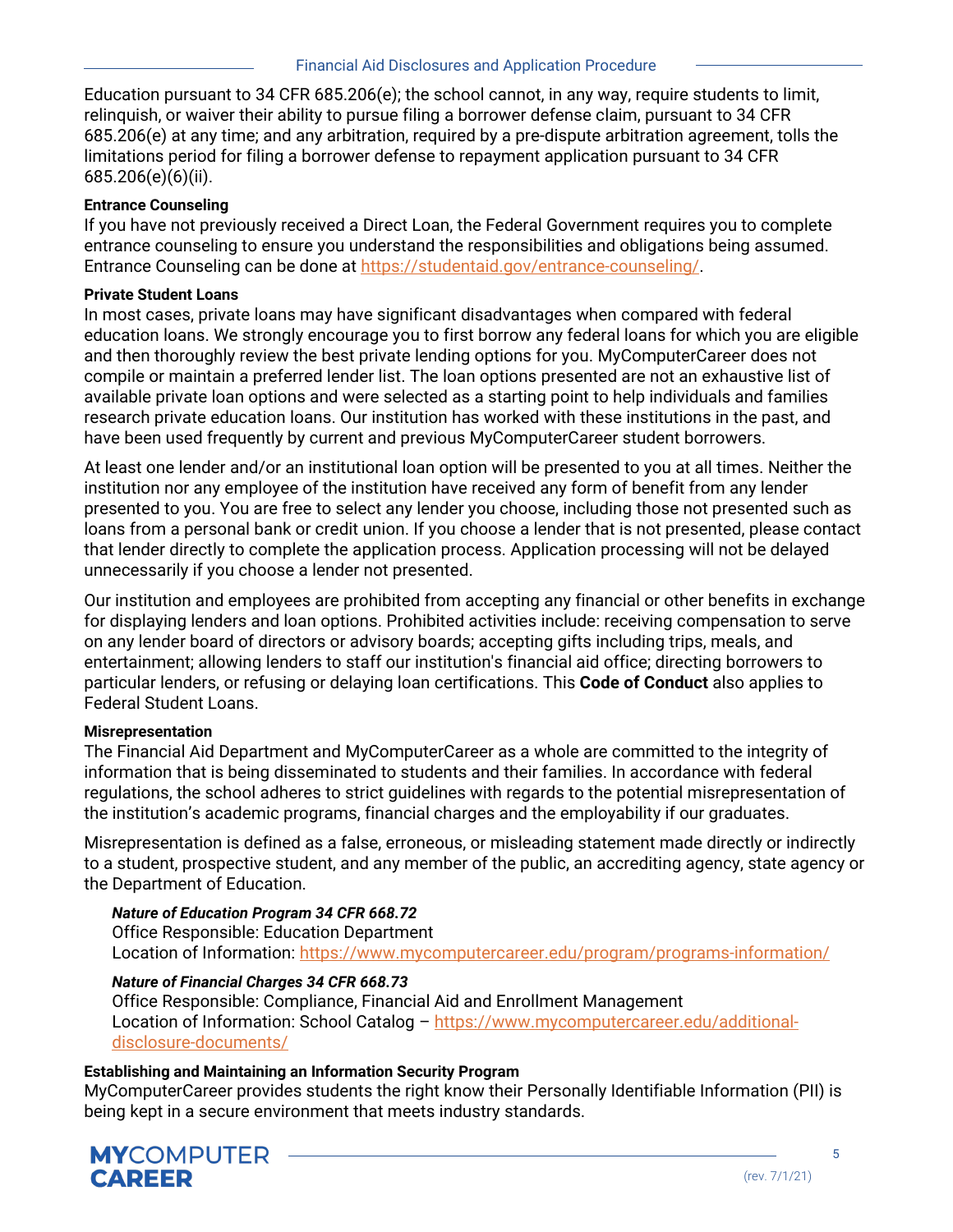Education pursuant to 34 CFR 685.206(e); the school cannot, in any way, require students to limit, relinquish, or waiver their ability to pursue filing a borrower defense claim, pursuant to 34 CFR 685.206(e) at any time; and any arbitration, required by a pre-dispute arbitration agreement, tolls the limitations period for filing a borrower defense to repayment application pursuant to 34 CFR 685.206(e)(6)(ii).

**Entrance Counseling**

If you have not previously received a Direct Loan, the Federal Government requires you to complete entrance counseling to ensure you understand the responsibilities and obligations being assumed. Entrance Counseling can be done at https://studentaid.gov/entrance-counseling/.

**Private Student Loans**

In most cases, private loans may have significant disadvantages when compared with federal education loans. We strongly encourage you to first borrow any federal loans for which you are eligible and then thoroughly review the best private lending options for you. MyComputerCareer does not compile or maintain a preferred lender list. The loan options presented are not an exhaustive list of available private loan options and were selected as a starting point to help individuals and families research private education loans. Our institution has worked with these institutions in the past, and have been used frequently by current and previous MyComputerCareer student borrowers.

At least one lender and/or an institutional loan option will be presented to you at all times. Neither the institution nor any employee of the institution have received any form of benefit from any lender presented to you. You are free to select any lender you choose, including those not presented such as loans from a personal bank or credit union. If you choose a lender that is not presented, please contact that lender directly to complete the application process. Application processing will not be delayed unnecessarily if you choose a lender not presented.

Our institution and employees are prohibited from accepting any financial or other benefits in exchange for displaying lenders and loan options. Prohibited activities include: receiving compensation to serve on any lender board of directors or advisory boards; accepting gifts including trips, meals, and entertainment; allowing lenders to staff our institution's financial aid office; directing borrowers to particular lenders, or refusing or delaying loan certifications. This **Code of Conduct** also applies to Federal Student Loans.

**Misrepresentation**

The Financial Aid Department and MyComputerCareer as a whole are committed to the integrity of information that is being disseminated to students and their families. In accordance with federal regulations, the school adheres to strict guidelines with regards to the potential misrepresentation of the institution's academic programs, financial charges and the employability if our graduates.

Misrepresentation is defined as a false, erroneous, or misleading statement made directly or indirectly to a student, prospective student, and any member of the public, an accrediting agency, state agency or the Department of Education.

***Nature of Education Program 34 CFR 668.72***
Office Responsible: Education Department
Location of Information: https://www.mycomputercareer.edu/program/programs-information/

***Nature of Financial Charges 34 CFR 668.73***
Office Responsible: Compliance, Financial Aid and Enrollment Management
Location of Information: School Catalog – https://www.mycomputercareer.edu/additional-disclosure-documents/

**Establishing and Maintaining an Information Security Program**

MyComputerCareer provides students the right know their Personally Identifiable Information (PII) is being kept in a secure environment that meets industry standards.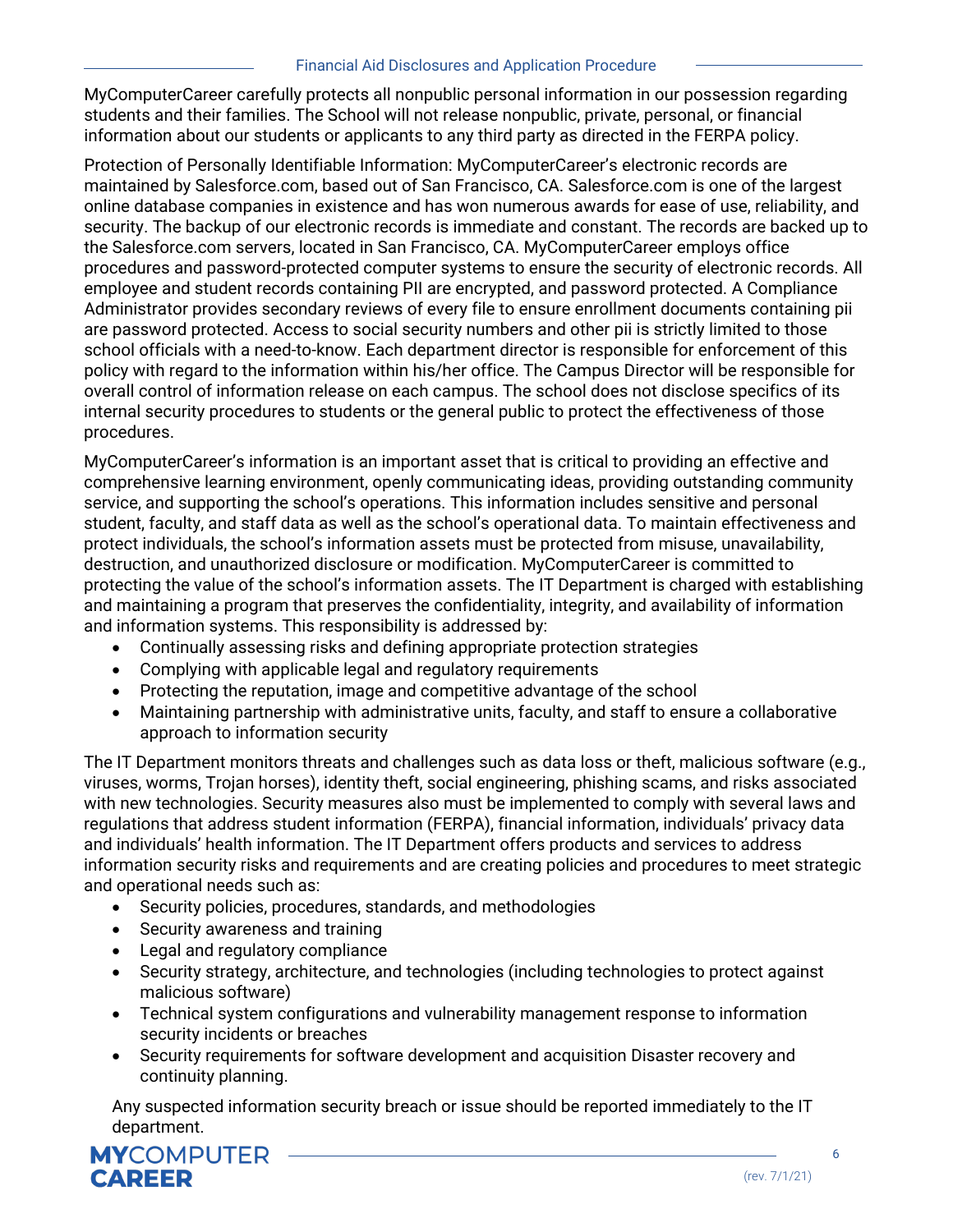MyComputerCareer carefully protects all nonpublic personal information in our possession regarding students and their families. The School will not release nonpublic, private, personal, or financial information about our students or applicants to any third party as directed in the FERPA policy.

Protection of Personally Identifiable Information: MyComputerCareer's electronic records are maintained by Salesforce.com, based out of San Francisco, CA. Salesforce.com is one of the largest online database companies in existence and has won numerous awards for ease of use, reliability, and security. The backup of our electronic records is immediate and constant. The records are backed up to the Salesforce.com servers, located in San Francisco, CA. MyComputerCareer employs office procedures and password-protected computer systems to ensure the security of electronic records. All employee and student records containing PII are encrypted, and password protected. A Compliance Administrator provides secondary reviews of every file to ensure enrollment documents containing pii are password protected. Access to social security numbers and other pii is strictly limited to those school officials with a need-to-know. Each department director is responsible for enforcement of this policy with regard to the information within his/her office. The Campus Director will be responsible for overall control of information release on each campus. The school does not disclose specifics of its internal security procedures to students or the general public to protect the effectiveness of those procedures.

MyComputerCareer's information is an important asset that is critical to providing an effective and comprehensive learning environment, openly communicating ideas, providing outstanding community service, and supporting the school's operations. This information includes sensitive and personal student, faculty, and staff data as well as the school's operational data. To maintain effectiveness and protect individuals, the school's information assets must be protected from misuse, unavailability, destruction, and unauthorized disclosure or modification. MyComputerCareer is committed to protecting the value of the school's information assets. The IT Department is charged with establishing and maintaining a program that preserves the confidentiality, integrity, and availability of information and information systems. This responsibility is addressed by:

- Continually assessing risks and defining appropriate protection strategies
- Complying with applicable legal and regulatory requirements
- Protecting the reputation, image and competitive advantage of the school
- Maintaining partnership with administrative units, faculty, and staff to ensure a collaborative approach to information security

The IT Department monitors threats and challenges such as data loss or theft, malicious software (e.g., viruses, worms, Trojan horses), identity theft, social engineering, phishing scams, and risks associated with new technologies. Security measures also must be implemented to comply with several laws and regulations that address student information (FERPA), financial information, individuals' privacy data and individuals' health information. The IT Department offers products and services to address information security risks and requirements and are creating policies and procedures to meet strategic and operational needs such as:

- Security policies, procedures, standards, and methodologies
- Security awareness and training
- Legal and regulatory compliance
- Security strategy, architecture, and technologies (including technologies to protect against malicious software)
- Technical system configurations and vulnerability management response to information security incidents or breaches
- Security requirements for software development and acquisition Disaster recovery and continuity planning.

Any suspected information security breach or issue should be reported immediately to the IT department.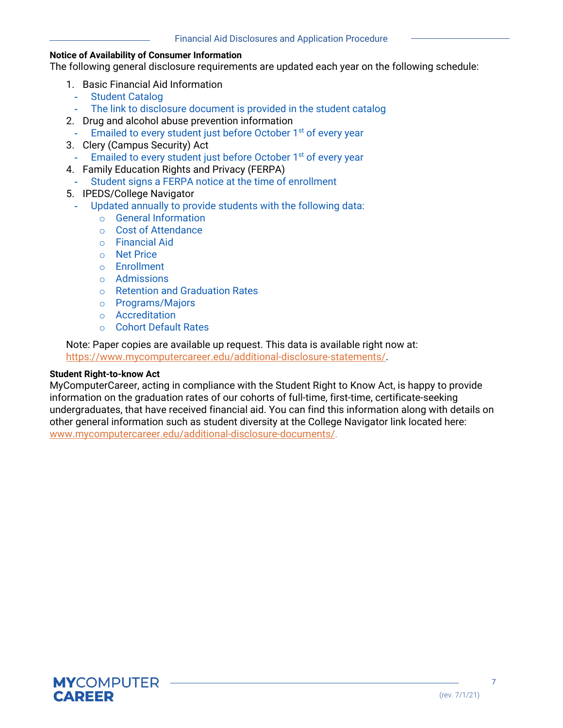## Notice of Availability of Consumer Information

The following general disclosure requirements are updated each year on the following schedule:

1. Basic Financial Aid Information
   - Student Catalog
   - The link to disclosure document is provided in the student catalog
2. Drug and alcohol abuse prevention information
   - Emailed to every student just before October 1st of every year
3. Clery (Campus Security) Act
   - Emailed to every student just before October 1st of every year
4. Family Education Rights and Privacy (FERPA)
   - Student signs a FERPA notice at the time of enrollment
5. IPEDS/College Navigator
   - Updated annually to provide students with the following data:
     - General Information
     - Cost of Attendance
     - Financial Aid
     - Net Price
     - Enrollment
     - Admissions
     - Retention and Graduation Rates
     - Programs/Majors
     - Accreditation
     - Cohort Default Rates

Note: Paper copies are available up request. This data is available right now at: https://www.mycomputercareer.edu/additional-disclosure-statements/.

## Student Right-to-know Act

MyComputerCareer, acting in compliance with the Student Right to Know Act, is happy to provide information on the graduation rates of our cohorts of full-time, first-time, certificate-seeking undergraduates, that have received financial aid. You can find this information along with details on other general information such as student diversity at the College Navigator link located here: www.mycomputercareer.edu/additional-disclosure-documents/.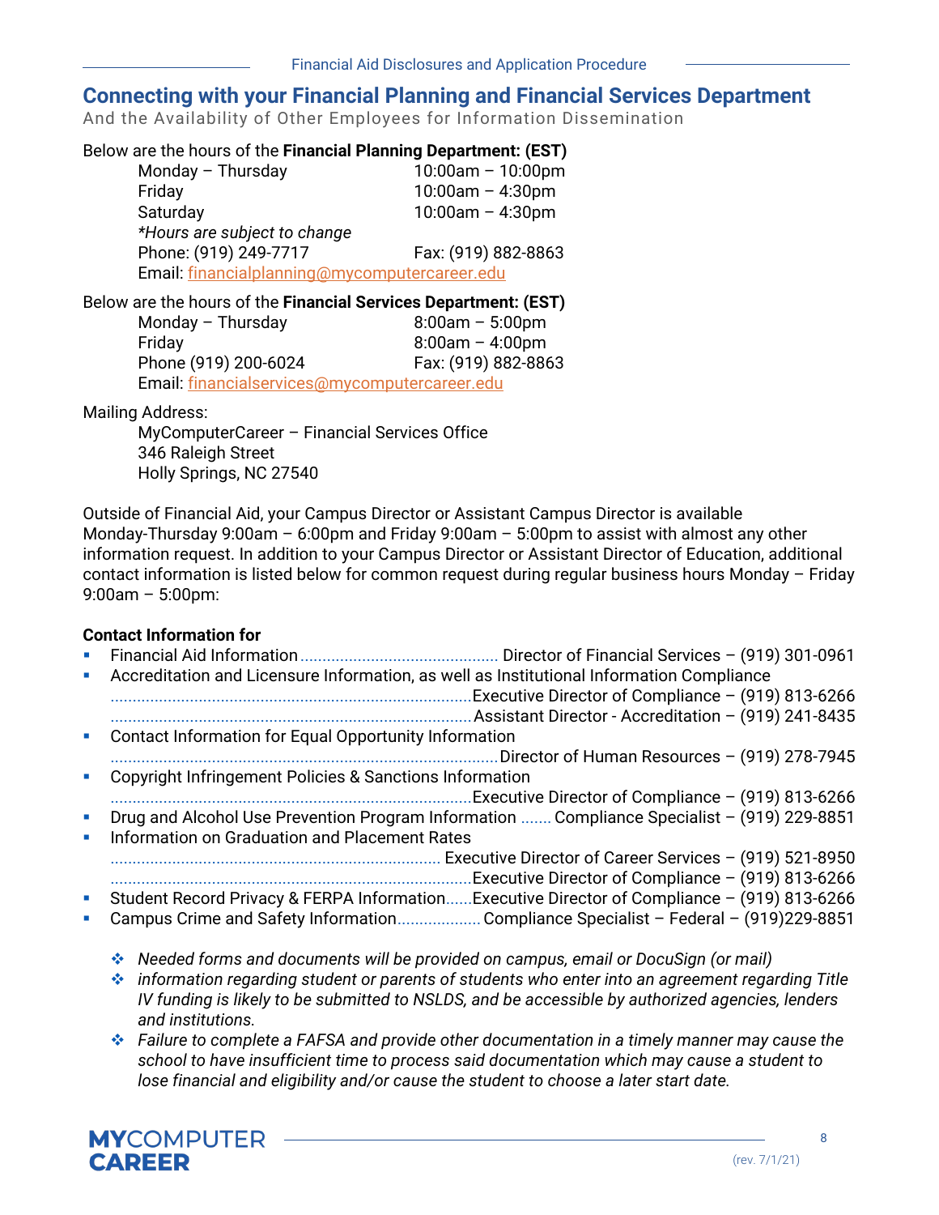## Connecting with your Financial Planning and Financial Services Department

And the Availability of Other Employees for Information Dissemination

Below are the hours of the **Financial Planning Department: (EST)**

| | |
|---|---|
| Monday – Thursday | 10:00am – 10:00pm |
| Friday | 10:00am – 4:30pm |
| Saturday | 10:00am – 4:30pm |
| *\*Hours are subject to change* | |
| Phone: (919) 249-7717 | Fax: (919) 882-8863 |

Email: financialplanning@mycomputercareer.edu

Below are the hours of the **Financial Services Department: (EST)**

| | |
|---|---|
| Monday – Thursday | 8:00am – 5:00pm |
| Friday | 8:00am – 4:00pm |
| Phone (919) 200-6024 | Fax: (919) 882-8863 |

Email: financialservices@mycomputercareer.edu

Mailing Address:

MyComputerCareer – Financial Services Office
346 Raleigh Street
Holly Springs, NC 27540

Outside of Financial Aid, your Campus Director or Assistant Campus Director is available Monday-Thursday 9:00am – 6:00pm and Friday 9:00am – 5:00pm to assist with almost any other information request. In addition to your Campus Director or Assistant Director of Education, additional contact information is listed below for common request during regular business hours Monday – Friday 9:00am – 5:00pm:

**Contact Information for**

- Financial Aid Information ............ Director of Financial Services – (919) 301-0961
- Accreditation and Licensure Information, as well as Institutional Information Compliance
  ............ Executive Director of Compliance – (919) 813-6266
  ............ Assistant Director - Accreditation – (919) 241-8435
- Contact Information for Equal Opportunity Information
  ............ Director of Human Resources – (919) 278-7945
- Copyright Infringement Policies & Sanctions Information
  ............ Executive Director of Compliance – (919) 813-6266
- Drug and Alcohol Use Prevention Program Information ....... Compliance Specialist – (919) 229-8851
- Information on Graduation and Placement Rates
  ............ Executive Director of Career Services – (919) 521-8950
  ............ Executive Director of Compliance – (919) 813-6266
- Student Record Privacy & FERPA Information...... Executive Director of Compliance – (919) 813-6266
- Campus Crime and Safety Information.................. Compliance Specialist – Federal – (919)229-8851

- *Needed forms and documents will be provided on campus, email or DocuSign (or mail)*
- *information regarding student or parents of students who enter into an agreement regarding Title IV funding is likely to be submitted to NSLDS, and be accessible by authorized agencies, lenders and institutions.*
- *Failure to complete a FAFSA and provide other documentation in a timely manner may cause the school to have insufficient time to process said documentation which may cause a student to lose financial and eligibility and/or cause the student to choose a later start date.*